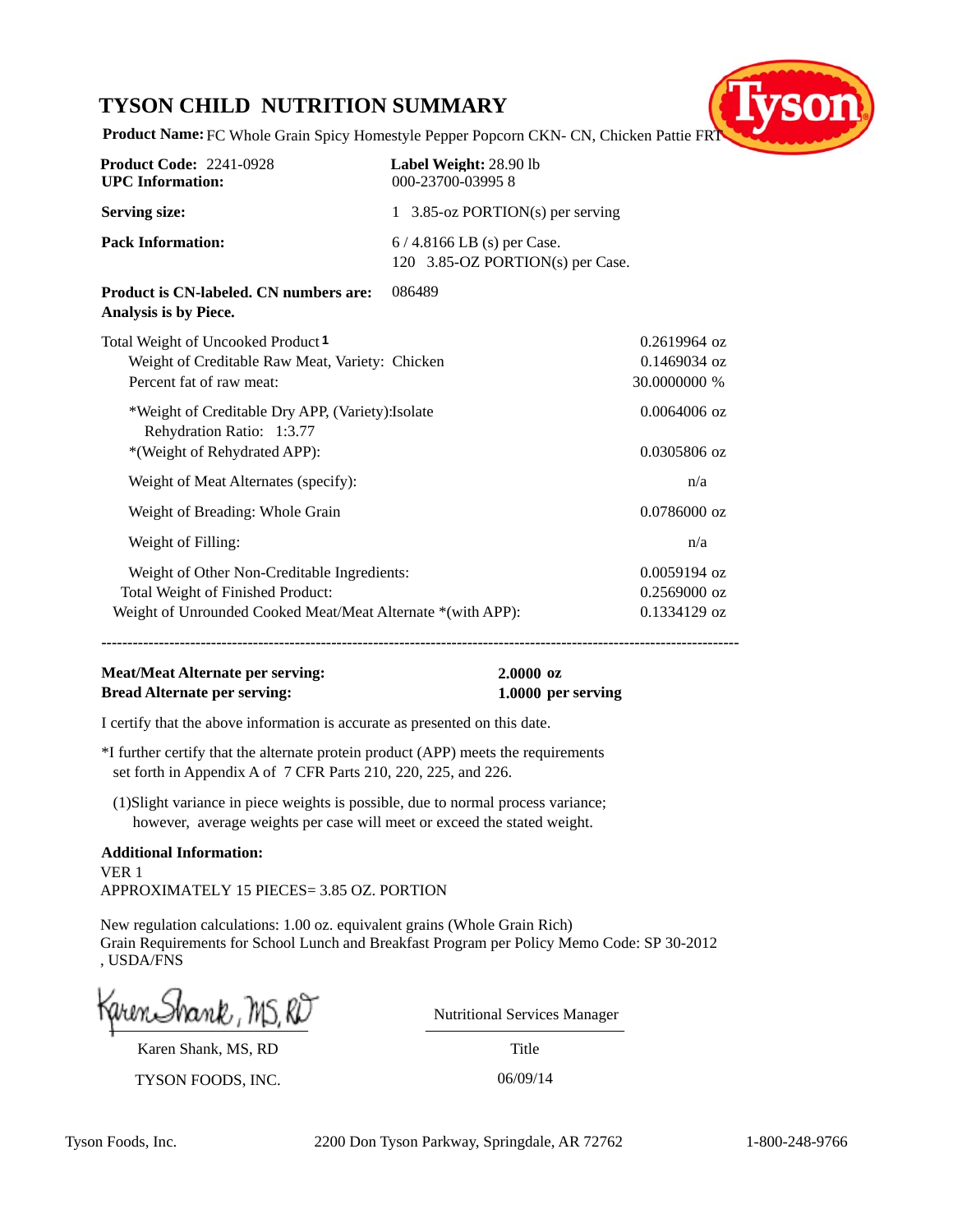# TYSON CHILD NUTRITION SUMMARY

**Product Name:** FC Whole Grain Spicy Homestyle Pepper Popcorn CKN- CN, Chicken Pattie FRT

**Product Code:** 2241-0928
**UPC Information:** 

**Label Weight:** 28.90 lb
000-23700-03995 8

**Serving size:** 1 3.85-oz PORTION(s) per serving

**Pack Information:** 6 / 4.8166 LB (s) per Case.
120 3.85-OZ PORTION(s) per Case.

**Product is CN-labeled. CN numbers are:** 086489
**Analysis is by Piece.**

| | |
|---|---|
| Total Weight of Uncooked Product [1] | 0.2619964 oz |
| Weight of Creditable Raw Meat, Variety: Chicken | 0.1469034 oz |
| Percent fat of raw meat: | 30.0000000 % |
| *Weight of Creditable Dry APP, (Variety):Isolate<br>Rehydration Ratio: 1:3.77 | 0.0064006 oz |
| *(Weight of Rehydrated APP): | 0.0305806 oz |
| Weight of Meat Alternates (specify): | n/a |
| Weight of Breading: Whole Grain | 0.0786000 oz |
| Weight of Filling: | n/a |
| Weight of Other Non-Creditable Ingredients: | 0.0059194 oz |
| Total Weight of Finished Product: | 0.2569000 oz |
| Weight of Unrounded Cooked Meat/Meat Alternate *(with APP): | 0.1334129 oz |

---

**Meat/Meat Alternate per serving:** **2.0000 oz**
**Bread Alternate per serving:** **1.0000 per serving**

I certify that the above information is accurate as presented on this date.

*I further certify that the alternate protein product (APP) meets the requirements set forth in Appendix A of 7 CFR Parts 210, 220, 225, and 226.

(1)Slight variance in piece weights is possible, due to normal process variance; however, average weights per case will meet or exceed the stated weight.

**Additional Information:**
VER 1
APPROXIMATELY 15 PIECES= 3.85 OZ. PORTION

New regulation calculations: 1.00 oz. equivalent grains (Whole Grain Rich)
Grain Requirements for School Lunch and Breakfast Program per Policy Memo Code: SP 30-2012 , USDA/FNS

Karen Shank, MS, RD
TYSON FOODS, INC.

Nutritional Services Manager
Title
06/09/14

Tyson Foods, Inc. 2200 Don Tyson Parkway, Springdale, AR 72762 1-800-248-9766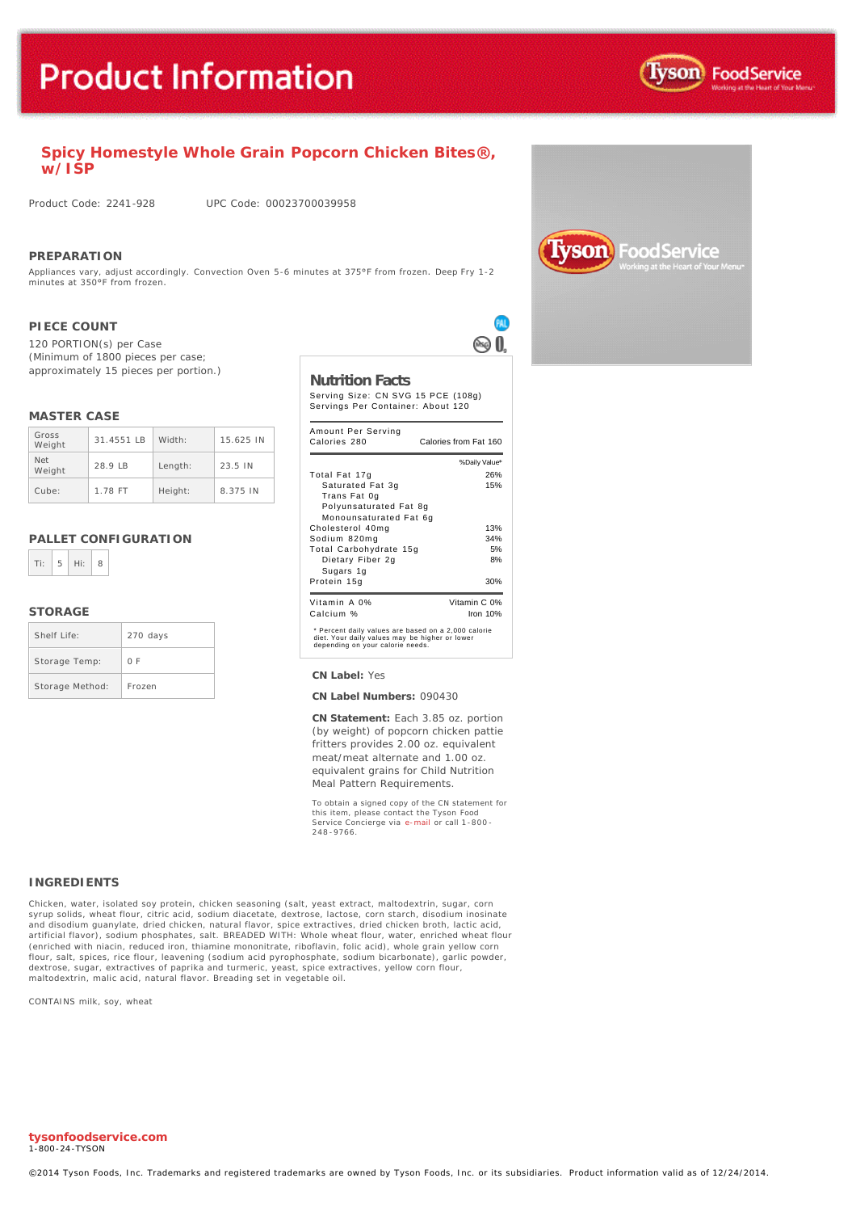# Product Information

## Spicy Homestyle Whole Grain Popcorn Chicken Bites®, w/ISP

Product Code: 2241-928 UPC Code: 00023700039958

### PREPARATION

Appliances vary, adjust accordingly. Convection Oven 5-6 minutes at 375°F from frozen. Deep Fry 1-2 minutes at 350°F from frozen.

### PIECE COUNT

120 PORTION(s) per Case
(Minimum of 1800 pieces per case; approximately 15 pieces per portion.)

### MASTER CASE

| | | | |
|---|---|---|---|
| Gross Weight | 31.4551 LB | Width: | 15.625 IN |
| Net Weight | 28.9 LB | Length: | 23.5 IN |
| Cube: | 1.78 FT | Height: | 8.375 IN |

### PALLET CONFIGURATION

| Ti: | 5 | Hi: | 8 |
|---|---|---|---|

### STORAGE

| | |
|---|---|
| Shelf Life: | 270 days |
| Storage Temp: | 0 F |
| Storage Method: | Frozen |

### Nutrition Facts

Serving Size: CN SVG 15 PCE (108g)
Servings Per Container: About 120

| Amount Per Serving | |
|---|---|
| Calories 280 | Calories from Fat 160 |
| | %Daily Value* |
| Total Fat 17g | 26% |
| Saturated Fat 3g | 15% |
| Trans Fat 0g | |
| Polyunsaturated Fat 8g | |
| Monounsaturated Fat 6g | |
| Cholesterol 40mg | 13% |
| Sodium 820mg | 34% |
| Total Carbohydrate 15g | 5% |
| Dietary Fiber 2g | 8% |
| Sugars 1g | |
| Protein 15g | 30% |
| Vitamin A 0% | Vitamin C 0% |
| Calcium % | Iron 10% |

\* Percent daily values are based on a 2,000 calorie diet. Your daily values may be higher or lower depending on your calorie needs.

**CN Label:** Yes

**CN Label Numbers:** 090430

**CN Statement:** Each 3.85 oz. portion (by weight) of popcorn chicken pattie fritters provides 2.00 oz. equivalent meat/meat alternate and 1.00 oz. equivalent grains for Child Nutrition Meal Pattern Requirements.

To obtain a signed copy of the CN statement for this item, please contact the Tyson Food Service Concierge via e-mail or call 1-800-248-9766.

### INGREDIENTS

Chicken, water, isolated soy protein, chicken seasoning (salt, yeast extract, maltodextrin, sugar, corn syrup solids, wheat flour, citric acid, sodium diacetate, dextrose, lactose, corn starch, disodium inosinate and disodium guanylate, dried chicken, natural flavor, spice extractives, dried chicken broth, lactic acid, artificial flavor), sodium phosphates, salt. BREADED WITH: Whole wheat flour, water, enriched wheat flour (enriched with niacin, reduced iron, thiamine mononitrate, riboflavin, folic acid), whole grain yellow corn flour, salt, spices, rice flour, leavening (sodium acid pyrophosphate, sodium bicarbonate), garlic powder, dextrose, sugar, extractives of paprika and turmeric, yeast, spice extractives, yellow corn flour, maltodextrin, malic acid, natural flavor. Breading set in vegetable oil.

CONTAINS milk, soy, wheat

**tysonfoodservice.com**
1-800-24-TYSON

©2014 Tyson Foods, Inc. Trademarks and registered trademarks are owned by Tyson Foods, Inc. or its subsidiaries. Product information valid as of 12/24/2014.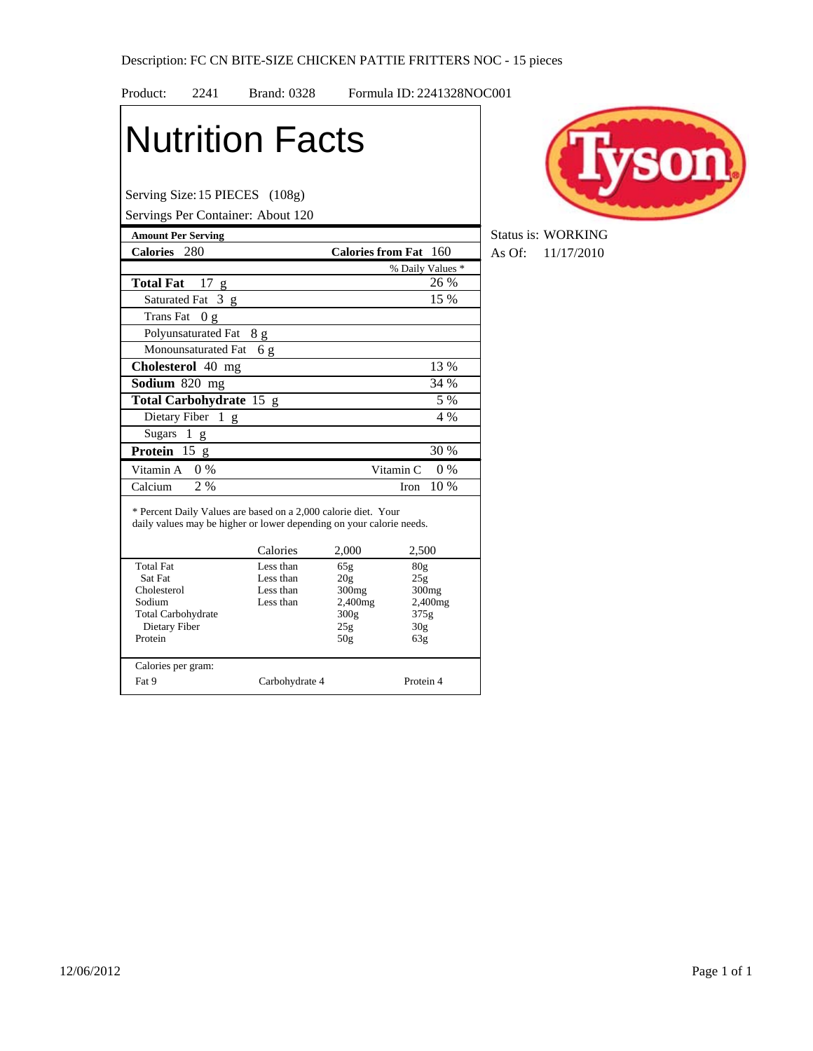Description: FC CN BITE-SIZE CHICKEN PATTIE FRITTERS NOC - 15 pieces

Product: 2241 Brand: 0328 Formula ID: 2241328NOC001

Status is: WORKING

As Of: 11/17/2010

# Nutrition Facts

Serving Size: 15 PIECES (108g)

Servings Per Container: About 120

| Amount Per Serving | |
|---|---|
| **Calories** 280 | **Calories from Fat** 160 |
| | % Daily Values * |
| **Total Fat** 17 g | 26 % |
| Saturated Fat 3 g | 15 % |
| Trans Fat 0 g | |
| Polyunsaturated Fat 8 g | |
| Monounsaturated Fat 6 g | |
| **Cholesterol** 40 mg | 13 % |
| **Sodium** 820 mg | 34 % |
| **Total Carbohydrate** 15 g | 5 % |
| Dietary Fiber 1 g | 4 % |
| Sugars 1 g | |
| **Protein** 15 g | 30 % |
| Vitamin A 0 % | Vitamin C 0 % |
| Calcium 2 % | Iron 10 % |

* Percent Daily Values are based on a 2,000 calorie diet. Your daily values may be higher or lower depending on your calorie needs.

| | Calories | 2,000 | 2,500 |
|---|---|---|---|
| Total Fat | Less than | 65g | 80g |
| Sat Fat | Less than | 20g | 25g |
| Cholesterol | Less than | 300mg | 300mg |
| Sodium | Less than | 2,400mg | 2,400mg |
| Total Carbohydrate | | 300g | 375g |
| Dietary Fiber | | 25g | 30g |
| Protein | | 50g | 63g |

Calories per gram:

Fat 9 Carbohydrate 4 Protein 4

12/06/2012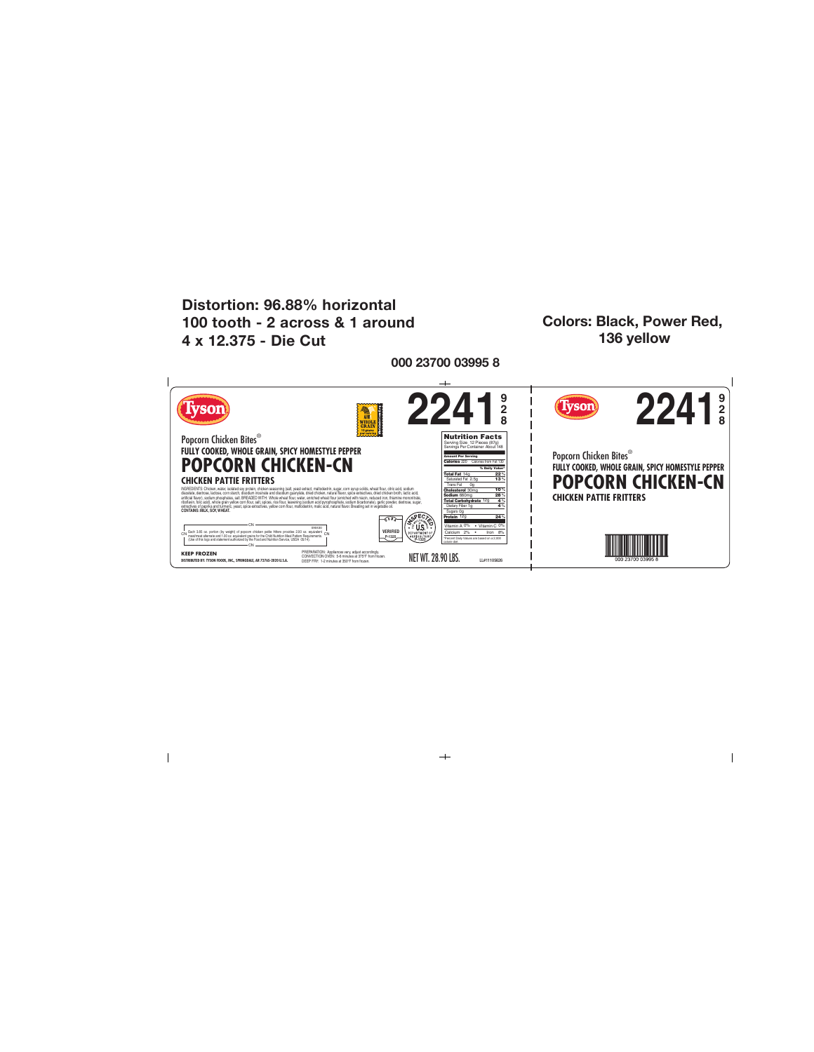**Distortion: 96.88% horizontal**
**100 tooth - 2 across & 1 around**
**4 x 12.375 - Die Cut**

**Colors: Black, Power Red, 136 yellow**

**000 23700 03995 8**

Tyson

WHOLE GRAIN

**2241** 9 2 8

Popcorn Chicken Bites®

**FULLY COOKED, WHOLE GRAIN, SPICY HOMESTYLE PEPPER**

# POPCORN CHICKEN-CN

**CHICKEN PATTIE FRITTERS**

INGREDIENTS: Chicken, water, isolated soy protein, chicken seasoning (salt, yeast extract, maltodextrin, sugar, corn syrup solids, wheat flour, citric acid, sodium diacetate, dextrose, lactose, corn starch, disodium inosinate and disodium guanylate, dried chicken, natural flavor, spice extractives, dried chicken broth, lactic acid, artificial flavor), sodium phosphates, salt. BREADED WITH: Whole wheat flour, water, enriched wheat flour (enriched with niacin, reduced iron, thiamine mononitrate, riboflavin, folic acid), whole grain yellow corn flour, salt, spices, rice flour, leavening (sodium acid pyrophosphate, sodium bicarbonate), garlic powder, dextrose, sugar, extractives of paprika and turmeric, yeast, spice extractives, yellow corn flour, maltodextrin, malic acid, natural flavor. Breading set in vegetable oil.
**CONTAINS: MILK, SOY, WHEAT.**

CN — 090430 — Each 3.85 oz. portion (by weight) of popcorn chicken pattie fritters provides 2.00 oz. equivalent meat/meat alternate and 1.00 oz. equivalent grains for the Child Nutrition Meal Pattern Requirements. (Use of this logo and statement authorized by the Food and Nutrition Service, USDA 10/14.) — CN

VERIFIED P-1325

INSPECTED FOR WHOLESOMENESS BY U.S. DEPARTMENT OF AGRICULTURE P-1325

**Nutrition Facts**
Serving Size 12 Pieces (87g)
Servings Per Container About 148

| Amount Per Serving | |
|---|---|
| Calories 220 | Calories from Fat 130 |
| | % Daily Value* |
| Total Fat 14g | 22% |
| Saturated Fat 2.5g | 13% |
| Trans Fat 0g | |
| Cholesterol 30mg | 10% |
| Sodium 660mg | 28% |
| Total Carbohydrate 12g | 4% |
| Dietary Fiber 1g | 4% |
| Sugars 0g | |
| Protein 12g | 24% |
| Vitamin A 0% • Vitamin C 0% | |
| Calcium 2% • Iron 8% | |

*Percent Daily Values are based on a 2,000 calorie diet.

**KEEP FROZEN**

**DISTRIBUTED BY: TYSON FOODS, INC., SPRINGDALE, AR 72765-2020 U.S.A.**

PREPARATION: Appliances vary, adjust accordingly.
CONVECTION OVEN: 5-6 minutes at 375°F from frozen.
DEEP FRY: 1-2 minutes at 350°F from frozen.

NET WT. 28.90 LBS.

LL#11105626

---

Tyson

**2241** 9 2 8

Popcorn Chicken Bites®

**FULLY COOKED, WHOLE GRAIN, SPICY HOMESTYLE PEPPER**

# POPCORN CHICKEN-CN

**CHICKEN PATTIE FRITTERS**

000 23700 03995 8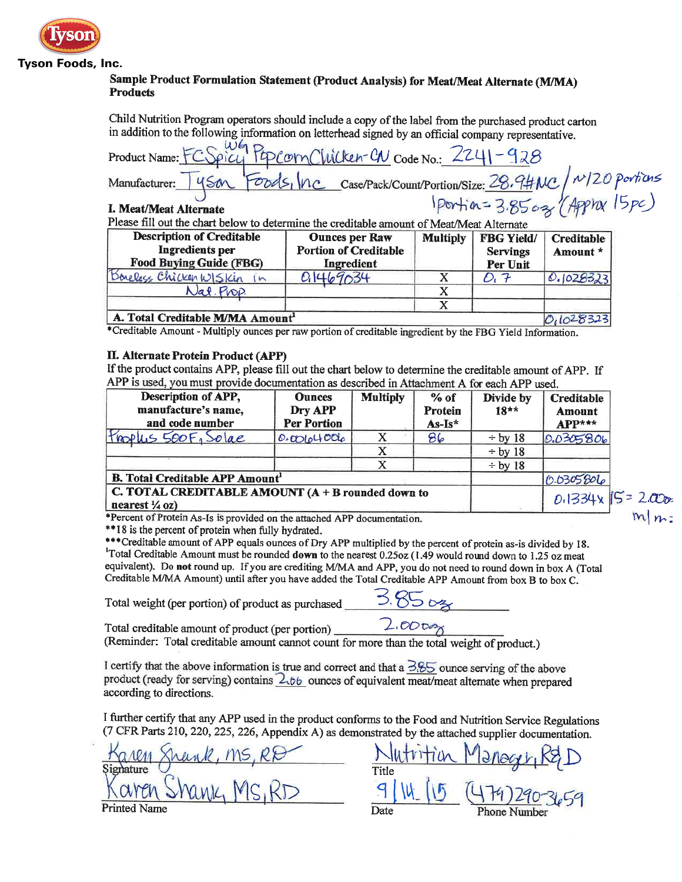Tyson

Tyson Foods, Inc.

**Sample Product Formulation Statement (Product Analysis) for Meat/Meat Alternate (M/MA) Products**

Child Nutrition Program operators should include a copy of the label from the purchased product carton in addition to the following information on letterhead signed by an official company representative.

Product Name: FC Spicy WG PopcornChicken-CN Code No.: 2241-928

Manufacturer: Tyson Foods, Inc Case/Pack/Count/Portion/Size: 28.94# NC / w/120 portions 1 portion = 3.85 oz (Approx 15 pc)

**I. Meat/Meat Alternate**

Please fill out the chart below to determine the creditable amount of Meat/Meat Alternate

| Description of Creditable Ingredients per Food Buying Guide (FBG) | Ounces per Raw Portion of Creditable Ingredient | Multiply | FBG Yield/ Servings Per Unit | Creditable Amount * |
|---|---|---|---|---|
| Boneless Chicken W/Skin in Nat. Prop | 0.1469034 | X | 0.7 | 0.1028323 |
| | | X | | |
| | | X | | |
| **A. Total Creditable M/MA Amount**[1] | | | | 0.1028323 |

*Creditable Amount - Multiply ounces per raw portion of creditable ingredient by the FBG Yield Information.

**II. Alternate Protein Product (APP)**

If the product contains APP, please fill out the chart below to determine the creditable amount of APP. If APP is used, you must provide documentation as described in Attachment A for each APP used.

| Description of APP, manufacture's name, and code number | Ounces Dry APP Per Portion | Multiply | % of Protein As-Is* | Divide by 18** | Creditable Amount APP*** |
|---|---|---|---|---|---|
| Proplus 500F, Solae | 0.0064006 | X | 86 | ÷ by 18 | 0.0305806 |
| | | X | | ÷ by 18 | |
| | | X | | ÷ by 18 | |
| **B. Total Creditable APP Amount**[1] | | | | | 0.0305806 |
| **C. TOTAL CREDITABLE AMOUNT (A + B rounded down to nearest ¼ oz)** | | | | | 0.1334 x 15 = 2.00 oz M/M: |

*Percent of Protein As-Is is provided on the attached APP documentation.

**18 is the percent of protein when fully hydrated.

***Creditable amount of APP equals ounces of Dry APP multiplied by the percent of protein as-is divided by 18.

[1]Total Creditable Amount must be rounded **down** to the nearest 0.25oz (1.49 would round down to 1.25 oz meat equivalent). Do **not** round up. If you are crediting M/MA and APP, you do not need to round down in box A (Total Creditable M/MA Amount) until after you have added the Total Creditable APP Amount from box B to box C.

Total weight (per portion) of product as purchased 3.85 oz

Total creditable amount of product (per portion) 2.00 oz

(Reminder: Total creditable amount cannot count for more than the total weight of product.)

I certify that the above information is true and correct and that a 3.85 ounce serving of the above product (ready for serving) contains 2.00 ounces of equivalent meat/meat alternate when prepared according to directions.

I further certify that any APP used in the product conforms to the Food and Nutrition Service Regulations (7 CFR Parts 210, 220, 225, 226, Appendix A) as demonstrated by the attached supplier documentation.

Signature: Karen Shank, MS, RD

Printed Name: Karen Shank, MS, RD

Title: Nutrition Manager, R&D

Date: 9/14/15

Phone Number: (479) 290-3659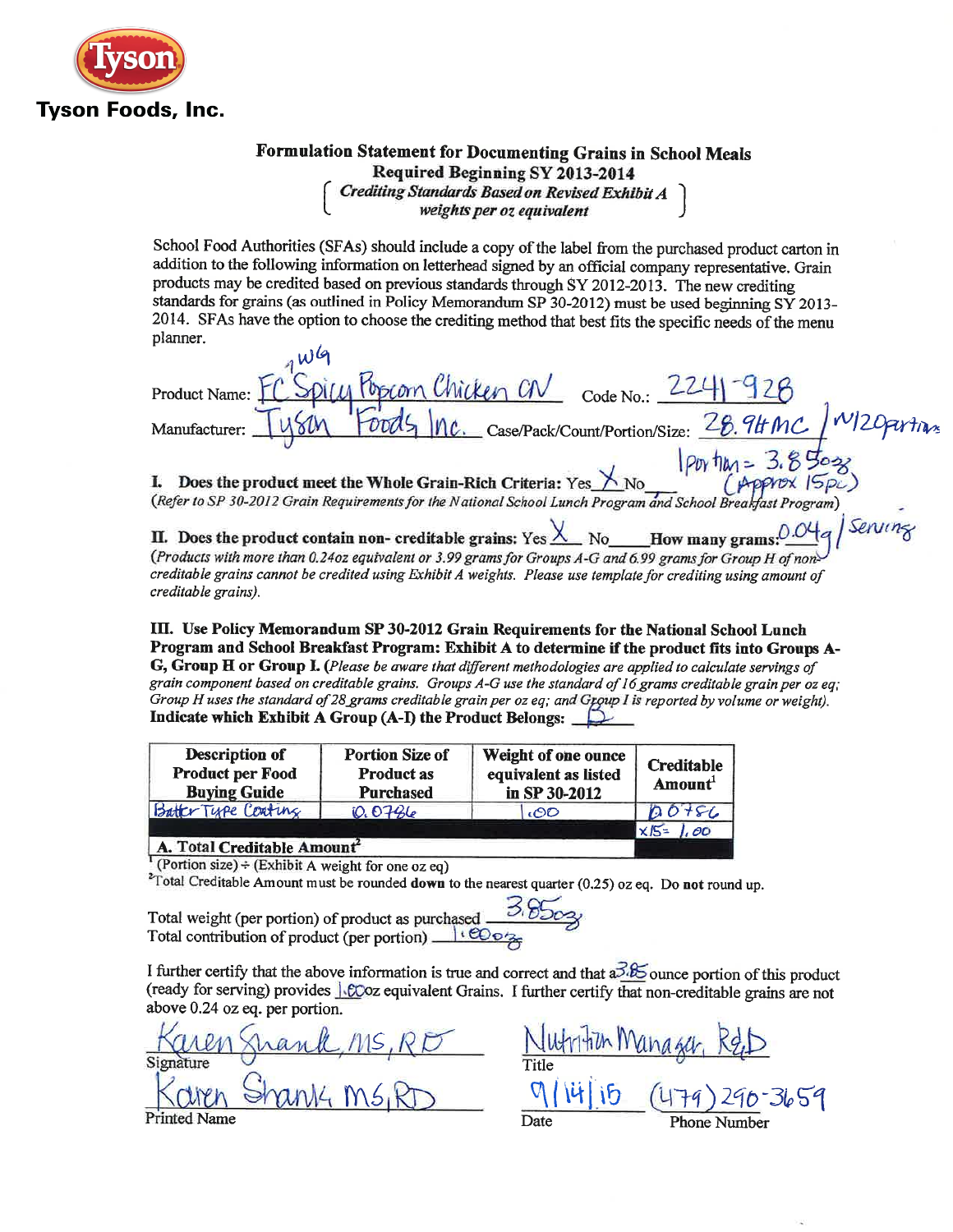Tyson

**Tyson Foods, Inc.**

## Formulation Statement for Documenting Grains in School Meals

**Required Beginning SY 2013-2014**

*[ Crediting Standards Based on Revised Exhibit A weights per oz equivalent ]*

School Food Authorities (SFAs) should include a copy of the label from the purchased product carton in addition to the following information on letterhead signed by an official company representative. Grain products may be credited based on previous standards through SY 2012-2013. The new crediting standards for grains (as outlined in Policy Memorandum SP 30-2012) must be used beginning SY 2013-2014. SFAs have the option to choose the crediting method that best fits the specific needs of the menu planner.

Product Name: FC Spicy Popcorn Chicken CN (1WG) Code No.: 2241-928

Manufacturer: Tyson Foods Inc. Case/Pack/Count/Portion/Size: 28.94 MC / N/120 portions

1 Portion = 3.85 oz (Approx 15 pc)

**I. Does the product meet the Whole Grain-Rich Criteria:** Yes X No\_\_\_

*(Refer to SP 30-2012 Grain Requirements for the National School Lunch Program and School Breakfast Program)*

**II. Does the product contain non- creditable grains:** Yes X No\_\_\_\_ **How many grams:** 0.04g / Serving

*(Products with more than 0.24oz equivalent or 3.99 grams for Groups A-G and 6.99 grams for Group H of non-creditable grains cannot be credited using Exhibit A weights. Please use template for crediting using amount of creditable grains).*

**III. Use Policy Memorandum SP 30-2012 Grain Requirements for the National School Lunch Program and School Breakfast Program: Exhibit A to determine if the product fits into Groups A-G, Group H or Group I.** *(Please be aware that different methodologies are applied to calculate servings of grain component based on creditable grains. Groups A-G use the standard of 16 grams creditable grain per oz eq; Group H uses the standard of 28 grams creditable grain per oz eq; and Group I is reported by volume or weight).*

**Indicate which Exhibit A Group (A-I) the Product Belongs:** B

| Description of Product per Food Buying Guide | Portion Size of Product as Purchased | Weight of one ounce equivalent as listed in SP 30-2012 | Creditable Amount[1] |
|---|---|---|---|
| Batter Type Coating | 0.0786 | 1.00 | 0.0786 |
| | | | x15 = 1.00 |
| **A. Total Creditable Amount[2]** | | | |

[1] (Portion size) ÷ (Exhibit A weight for one oz eq)

[2] Total Creditable Amount must be rounded **down** to the nearest quarter (0.25) oz eq. Do **not** round up.

Total weight (per portion) of product as purchased 3.85 oz

Total contribution of product (per portion) 1.00 oz

I further certify that the above information is true and correct and that a 3.85 ounce portion of this product (ready for serving) provides 1.00 oz equivalent Grains. I further certify that non-creditable grains are not above 0.24 oz eq. per portion.

Signature: Karen Shank, MS, RD — Title: Nutrition Manager, R&D

Printed Name: Karen Shank MS, RD — Date: 9/14/15 — Phone Number: (479) 290-3659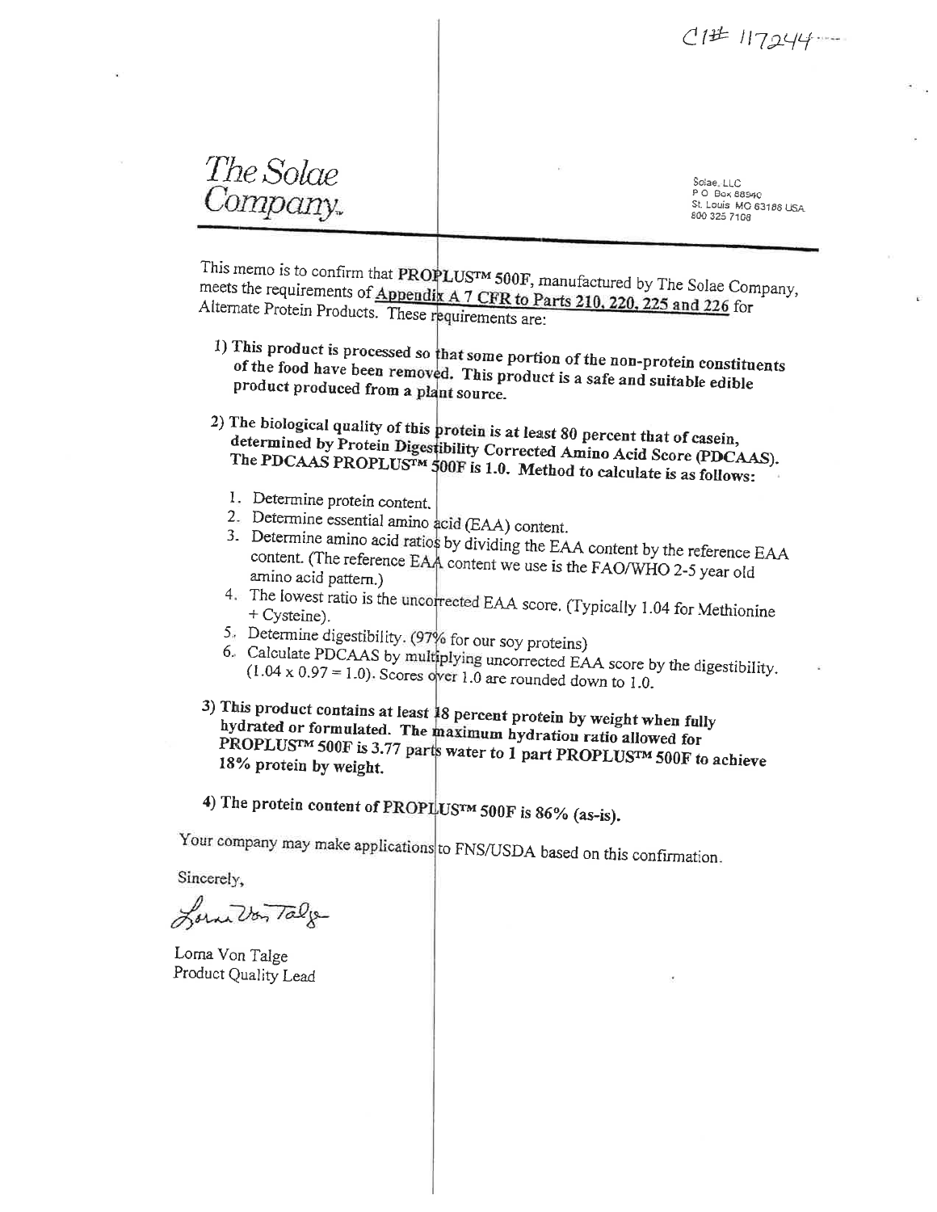CI# 117244

*The Solae Company*™

Solae, LLC
P O Box 88940
St. Louis MO 63188 USA
800 325 7108

This memo is to confirm that **PROPLUS™ 500F**, manufactured by The Solae Company, meets the requirements of Appendix A 7 CFR to Parts 210, 220, 225 and 226 for Alternate Protein Products. These requirements are:

1) **This product is processed so that some portion of the non-protein constituents of the food have been removed. This product is a safe and suitable edible product produced from a plant source.**

2) **The biological quality of this protein is at least 80 percent that of casein, determined by Protein Digestibility Corrected Amino Acid Score (PDCAAS). The PDCAAS PROPLUS™ 500F is 1.0. Method to calculate is as follows:**

   1. Determine protein content.
   2. Determine essential amino acid (EAA) content.
   3. Determine amino acid ratios by dividing the EAA content by the reference EAA content. (The reference EAA content we use is the FAO/WHO 2-5 year old amino acid pattern.)
   4. The lowest ratio is the uncorrected EAA score. (Typically 1.04 for Methionine + Cysteine).
   5. Determine digestibility. (97% for our soy proteins)
   6. Calculate PDCAAS by multiplying uncorrected EAA score by the digestibility. ($1.04 \times 0.97 = 1.0$). Scores over 1.0 are rounded down to 1.0.

3) **This product contains at least 18 percent protein by weight when fully hydrated or formulated. The maximum hydration ratio allowed for PROPLUS™ 500F is 3.77 parts water to 1 part PROPLUS™ 500F to achieve 18% protein by weight.**

4) **The protein content of PROPLUS™ 500F is 86% (as-is).**

Your company may make applications to FNS/USDA based on this confirmation.

Sincerely,

Lorna Von Talge

Lorna Von Talge
Product Quality Lead